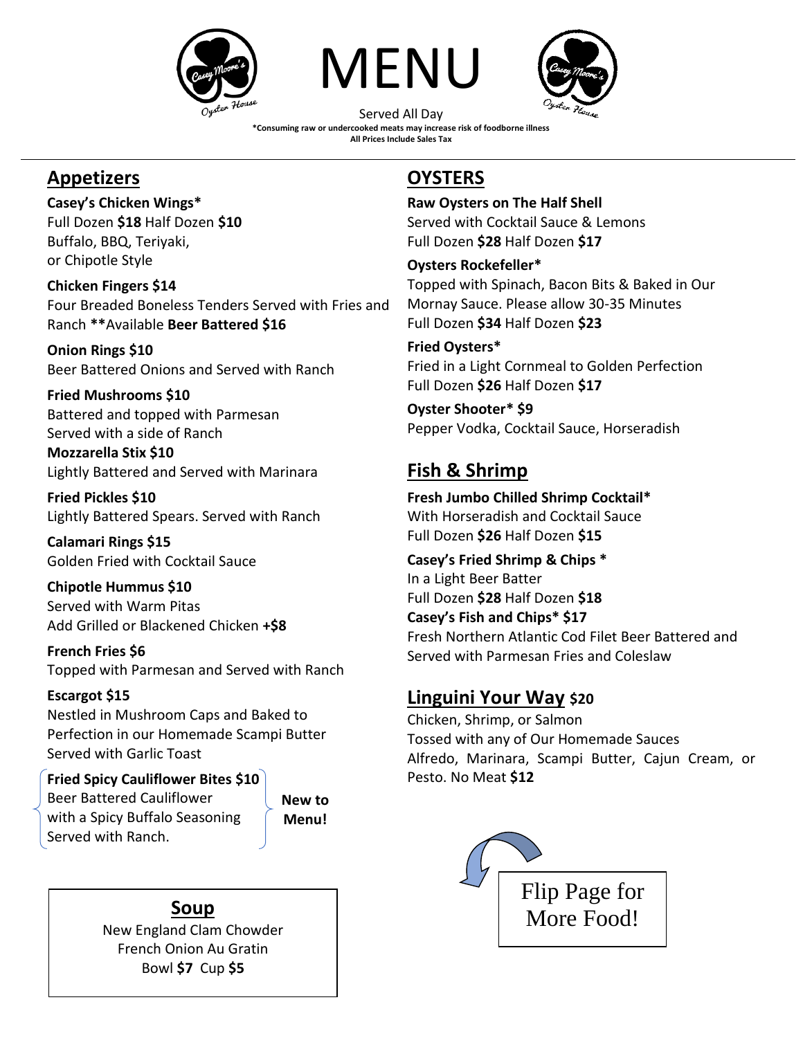# MENU

Served All Day

**\*Consuming raw or undercooked meats may increase risk of foodborne illness**
**All Prices Include Sales Tax**

## Appetizers

**Casey's Chicken Wings\***
Full Dozen **$18** Half Dozen **$10**
Buffalo, BBQ, Teriyaki,
or Chipotle Style

**Chicken Fingers $14**
Four Breaded Boneless Tenders Served with Fries and Ranch **\*\***Available **Beer Battered $16**

**Onion Rings $10**
Beer Battered Onions and Served with Ranch

**Fried Mushrooms $10**
Battered and topped with Parmesan
Served with a side of Ranch

**Mozzarella Stix $10**
Lightly Battered and Served with Marinara

**Fried Pickles $10**
Lightly Battered Spears. Served with Ranch

**Calamari Rings $15**
Golden Fried with Cocktail Sauce

**Chipotle Hummus $10**
Served with Warm Pitas
Add Grilled or Blackened Chicken **+$8**

**French Fries $6**
Topped with Parmesan and Served with Ranch

**Escargot $15**
Nestled in Mushroom Caps and Baked to Perfection in our Homemade Scampi Butter
Served with Garlic Toast

**Fried Spicy Cauliflower Bites $10**
Beer Battered Cauliflower
with a Spicy Buffalo Seasoning
Served with Ranch.

**New to Menu!**

## Soup

New England Clam Chowder
French Onion Au Gratin
Bowl **$7** Cup **$5**

## OYSTERS

**Raw Oysters on The Half Shell**
Served with Cocktail Sauce & Lemons
Full Dozen **$28** Half Dozen **$17**

**Oysters Rockefeller\***
Topped with Spinach, Bacon Bits & Baked in Our Mornay Sauce. Please allow 30-35 Minutes
Full Dozen **$34** Half Dozen **$23**

**Fried Oysters\***
Fried in a Light Cornmeal to Golden Perfection
Full Dozen **$26** Half Dozen **$17**

**Oyster Shooter\* $9**
Pepper Vodka, Cocktail Sauce, Horseradish

## Fish & Shrimp

**Fresh Jumbo Chilled Shrimp Cocktail\***
With Horseradish and Cocktail Sauce
Full Dozen **$26** Half Dozen **$15**

**Casey's Fried Shrimp & Chips \***
In a Light Beer Batter
Full Dozen **$28** Half Dozen **$18**

**Casey's Fish and Chips\* $17**
Fresh Northern Atlantic Cod Filet Beer Battered and Served with Parmesan Fries and Coleslaw

## Linguini Your Way $20

Chicken, Shrimp, or Salmon
Tossed with any of Our Homemade Sauces
Alfredo, Marinara, Scampi Butter, Cajun Cream, or Pesto. No Meat **$12**

Flip Page for More Food!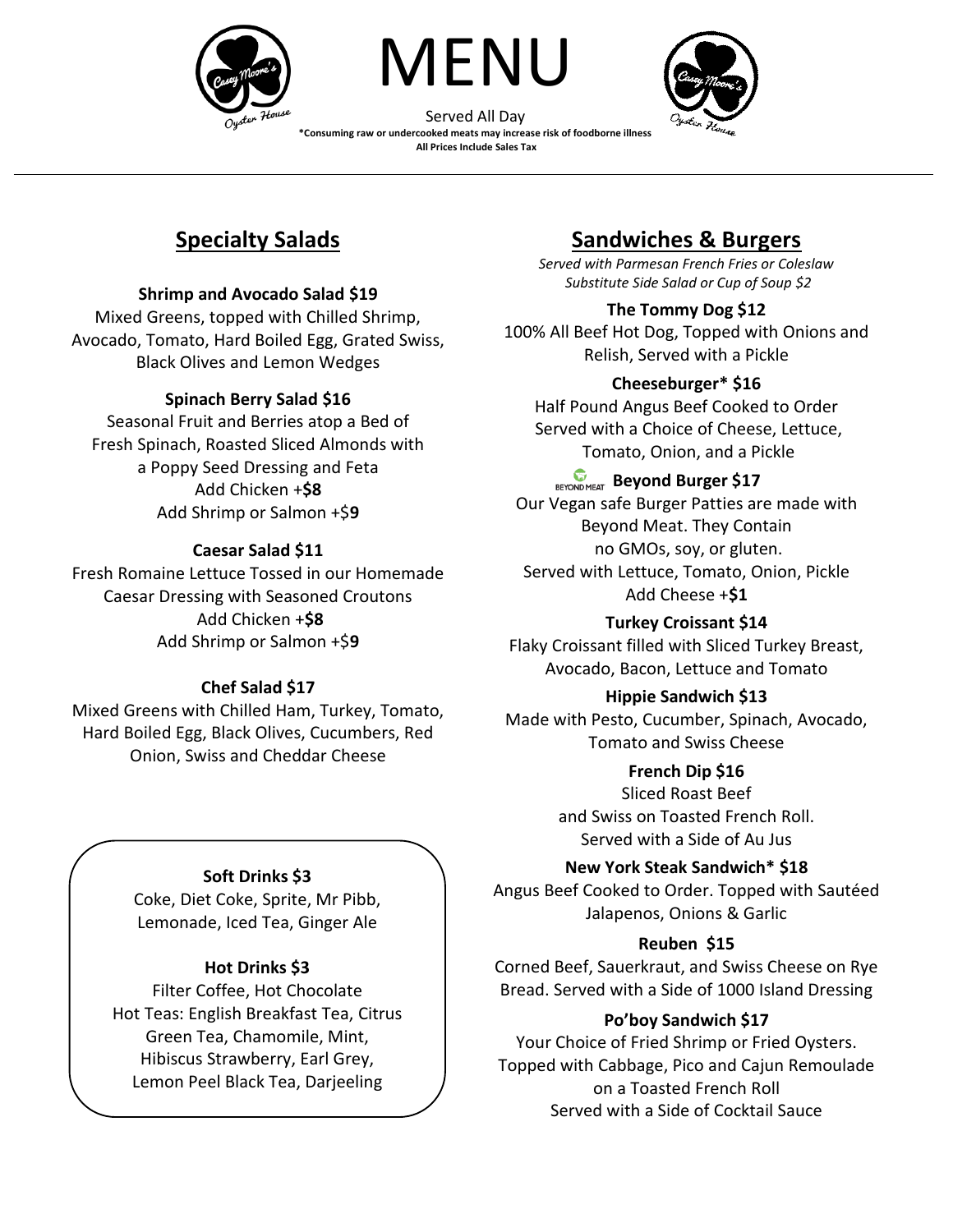# MENU

Served All Day

**\*Consuming raw or undercooked meats may increase risk of foodborne illness**

**All Prices Include Sales Tax**

## Specialty Salads

**Shrimp and Avocado Salad $19**

Mixed Greens, topped with Chilled Shrimp, Avocado, Tomato, Hard Boiled Egg, Grated Swiss, Black Olives and Lemon Wedges

**Spinach Berry Salad $16**

Seasonal Fruit and Berries atop a Bed of Fresh Spinach, Roasted Sliced Almonds with a Poppy Seed Dressing and Feta

Add Chicken +**$8**

Add Shrimp or Salmon +$**9**

**Caesar Salad $11**

Fresh Romaine Lettuce Tossed in our Homemade Caesar Dressing with Seasoned Croutons

Add Chicken +**$8**

Add Shrimp or Salmon +$**9**

**Chef Salad $17**

Mixed Greens with Chilled Ham, Turkey, Tomato, Hard Boiled Egg, Black Olives, Cucumbers, Red Onion, Swiss and Cheddar Cheese

**Soft Drinks $3**

Coke, Diet Coke, Sprite, Mr Pibb, Lemonade, Iced Tea, Ginger Ale

**Hot Drinks $3**

Filter Coffee, Hot Chocolate

Hot Teas: English Breakfast Tea, Citrus Green Tea, Chamomile, Mint, Hibiscus Strawberry, Earl Grey, Lemon Peel Black Tea, Darjeeling

## Sandwiches & Burgers

*Served with Parmesan French Fries or Coleslaw*

*Substitute Side Salad or Cup of Soup $2*

**The Tommy Dog $12**

100% All Beef Hot Dog, Topped with Onions and Relish, Served with a Pickle

**Cheeseburger\* $16**

Half Pound Angus Beef Cooked to Order Served with a Choice of Cheese, Lettuce, Tomato, Onion, and a Pickle

BEYOND MEAT **Beyond Burger $17**

Our Vegan safe Burger Patties are made with Beyond Meat. They Contain no GMOs, soy, or gluten.

Served with Lettuce, Tomato, Onion, Pickle

Add Cheese +**$1**

**Turkey Croissant $14**

Flaky Croissant filled with Sliced Turkey Breast, Avocado, Bacon, Lettuce and Tomato

**Hippie Sandwich $13**

Made with Pesto, Cucumber, Spinach, Avocado, Tomato and Swiss Cheese

**French Dip $16**

Sliced Roast Beef and Swiss on Toasted French Roll. Served with a Side of Au Jus

**New York Steak Sandwich\* $18**

Angus Beef Cooked to Order. Topped with Sautéed Jalapenos, Onions & Garlic

**Reuben $15**

Corned Beef, Sauerkraut, and Swiss Cheese on Rye Bread. Served with a Side of 1000 Island Dressing

**Po'boy Sandwich $17**

Your Choice of Fried Shrimp or Fried Oysters. Topped with Cabbage, Pico and Cajun Remoulade on a Toasted French Roll

Served with a Side of Cocktail Sauce